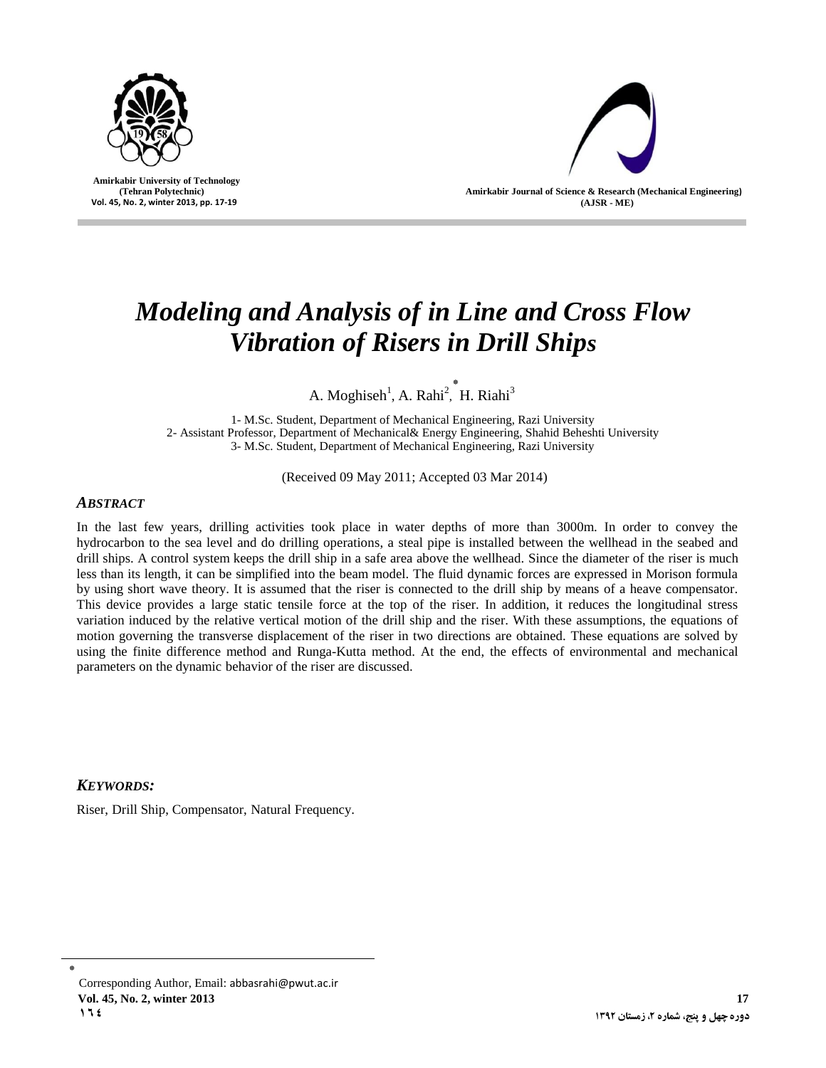# *Modeling and Analysis of in Line and Cross Flow Vibration of Risers in Drill Ships*

A. Moghiseh[1], A. Rahi[2,*], H. Riahi[3]

1- M.Sc. Student, Department of Mechanical Engineering, Razi University
2- Assistant Professor, Department of Mechanical& Energy Engineering, Shahid Beheshti University
3- M.Sc. Student, Department of Mechanical Engineering, Razi University

(Received 09 May 2011; Accepted 03 Mar 2014)

## *ABSTRACT*

In the last few years, drilling activities took place in water depths of more than 3000m. In order to convey the hydrocarbon to the sea level and do drilling operations, a steal pipe is installed between the wellhead in the seabed and drill ships. A control system keeps the drill ship in a safe area above the wellhead. Since the diameter of the riser is much less than its length, it can be simplified into the beam model. The fluid dynamic forces are expressed in Morison formula by using short wave theory. It is assumed that the riser is connected to the drill ship by means of a heave compensator. This device provides a large static tensile force at the top of the riser. In addition, it reduces the longitudinal stress variation induced by the relative vertical motion of the drill ship and the riser. With these assumptions, the equations of motion governing the transverse displacement of the riser in two directions are obtained. These equations are solved by using the finite difference method and Runga-Kutta method. At the end, the effects of environmental and mechanical parameters on the dynamic behavior of the riser are discussed.

## *KEYWORDS:*

Riser, Drill Ship, Compensator, Natural Frequency.

* Corresponding Author, Email: abbasrahi@pwut.ac.ir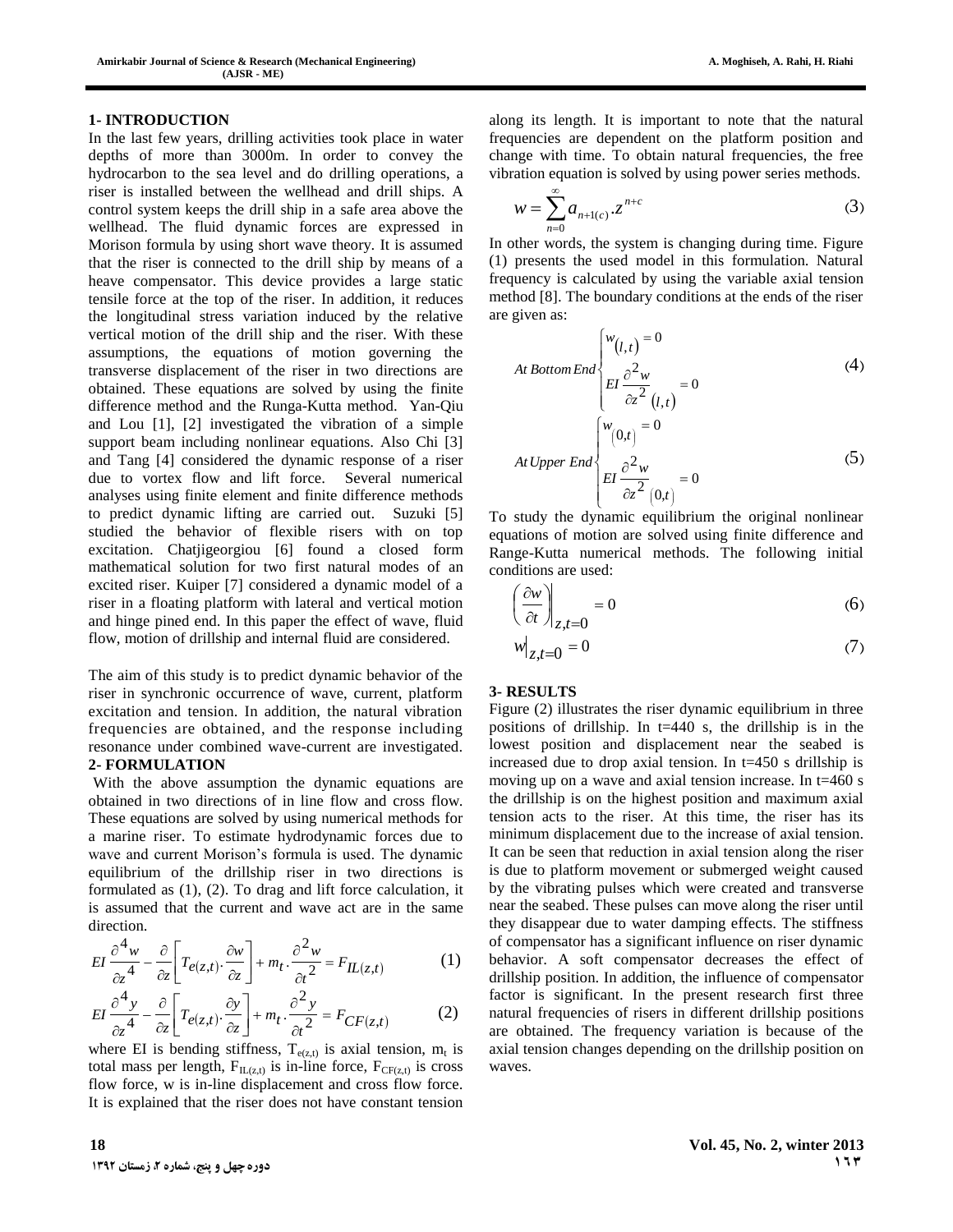## 1- INTRODUCTION

In the last few years, drilling activities took place in water depths of more than 3000m. In order to convey the hydrocarbon to the sea level and do drilling operations, a riser is installed between the wellhead and drill ships. A control system keeps the drill ship in a safe area above the wellhead. The fluid dynamic forces are expressed in Morison formula by using short wave theory. It is assumed that the riser is connected to the drill ship by means of a heave compensator. This device provides a large static tensile force at the top of the riser. In addition, it reduces the longitudinal stress variation induced by the relative vertical motion of the drill ship and the riser. With these assumptions, the equations of motion governing the transverse displacement of the riser in two directions are obtained. These equations are solved by using the finite difference method and the Runga-Kutta method. Yan-Qiu and Lou [1], [2] investigated the vibration of a simple support beam including nonlinear equations. Also Chi [3] and Tang [4] considered the dynamic response of a riser due to vortex flow and lift force. Several numerical analyses using finite element and finite difference methods to predict dynamic lifting are carried out. Suzuki [5] studied the behavior of flexible risers with on top excitation. Chatjigeorgiou [6] found a closed form mathematical solution for two first natural modes of an excited riser. Kuiper [7] considered a dynamic model of a riser in a floating platform with lateral and vertical motion and hinge pined end. In this paper the effect of wave, fluid flow, motion of drillship and internal fluid are considered.

The aim of this study is to predict dynamic behavior of the riser in synchronic occurrence of wave, current, platform excitation and tension. In addition, the natural vibration frequencies are obtained, and the response including resonance under combined wave-current are investigated.

## 2- FORMULATION

With the above assumption the dynamic equations are obtained in two directions of in line flow and cross flow. These equations are solved by using numerical methods for a marine riser. To estimate hydrodynamic forces due to wave and current Morison's formula is used. The dynamic equilibrium of the drillship riser in two directions is formulated as (1), (2). To drag and lift force calculation, it is assumed that the current and wave act are in the same direction.

$$EI\frac{\partial^4 w}{\partial z^4} - \frac{\partial}{\partial z}\left[T_{e(z,t)} \cdot \frac{\partial w}{\partial z}\right] + m_t \cdot \frac{\partial^2 w}{\partial t^2} = F_{IL(z,t)} \tag{1}$$

$$EI\frac{\partial^4 y}{\partial z^4} - \frac{\partial}{\partial z}\left[T_{e(z,t)} \cdot \frac{\partial y}{\partial z}\right] + m_t \cdot \frac{\partial^2 y}{\partial t^2} = F_{CF(z,t)} \tag{2}$$

where EI is bending stiffness, $T_{e(z,t)}$ is axial tension, $m_t$ is total mass per length, $F_{IL(z,t)}$ is in-line force, $F_{CF(z,t)}$ is cross flow force, w is in-line displacement and cross flow force. It is explained that the riser does not have constant tension along its length. It is important to note that the natural frequencies are dependent on the platform position and change with time. To obtain natural frequencies, the free vibration equation is solved by using power series methods.

$$w = \sum_{n=0}^{\infty} a_{n+1(c)} . z^{n+c} \tag{3}$$

In other words, the system is changing during time. Figure (1) presents the used model in this formulation. Natural frequency is calculated by using the variable axial tension method [8]. The boundary conditions at the ends of the riser are given as:

$$\text{At Bottom End} \begin{cases} w_{(l,t)} = 0 \\ EI\dfrac{\partial^2 w}{\partial z^2}\bigg|_{(l,t)} = 0 \end{cases} \tag{4}$$

$$\text{At Upper End} \begin{cases} w_{(0,t)} = 0 \\ EI\dfrac{\partial^2 w}{\partial z^2}\bigg|_{(0,t)} = 0 \end{cases} \tag{5}$$

To study the dynamic equilibrium the original nonlinear equations of motion are solved using finite difference and Range-Kutta numerical methods. The following initial conditions are used:

$$\left(\frac{\partial w}{\partial t}\right)\bigg|_{z,t=0} = 0 \tag{6}$$

$$w\big|_{z,t=0} = 0 \tag{7}$$

## 3- RESULTS

Figure (2) illustrates the riser dynamic equilibrium in three positions of drillship. In t=440 s, the drillship is in the lowest position and displacement near the seabed is increased due to drop axial tension. In t=450 s drillship is moving up on a wave and axial tension increase. In t=460 s the drillship is on the highest position and maximum axial tension acts to the riser. At this time, the riser has its minimum displacement due to the increase of axial tension. It can be seen that reduction in axial tension along the riser is due to platform movement or submerged weight caused by the vibrating pulses which were created and transverse near the seabed. These pulses can move along the riser until they disappear due to water damping effects. The stiffness of compensator has a significant influence on riser dynamic behavior. A soft compensator decreases the effect of drillship position. In addition, the influence of compensator factor is significant. In the present research first three natural frequencies of risers in different drillship positions are obtained. The frequency variation is because of the axial tension changes depending on the drillship position on waves.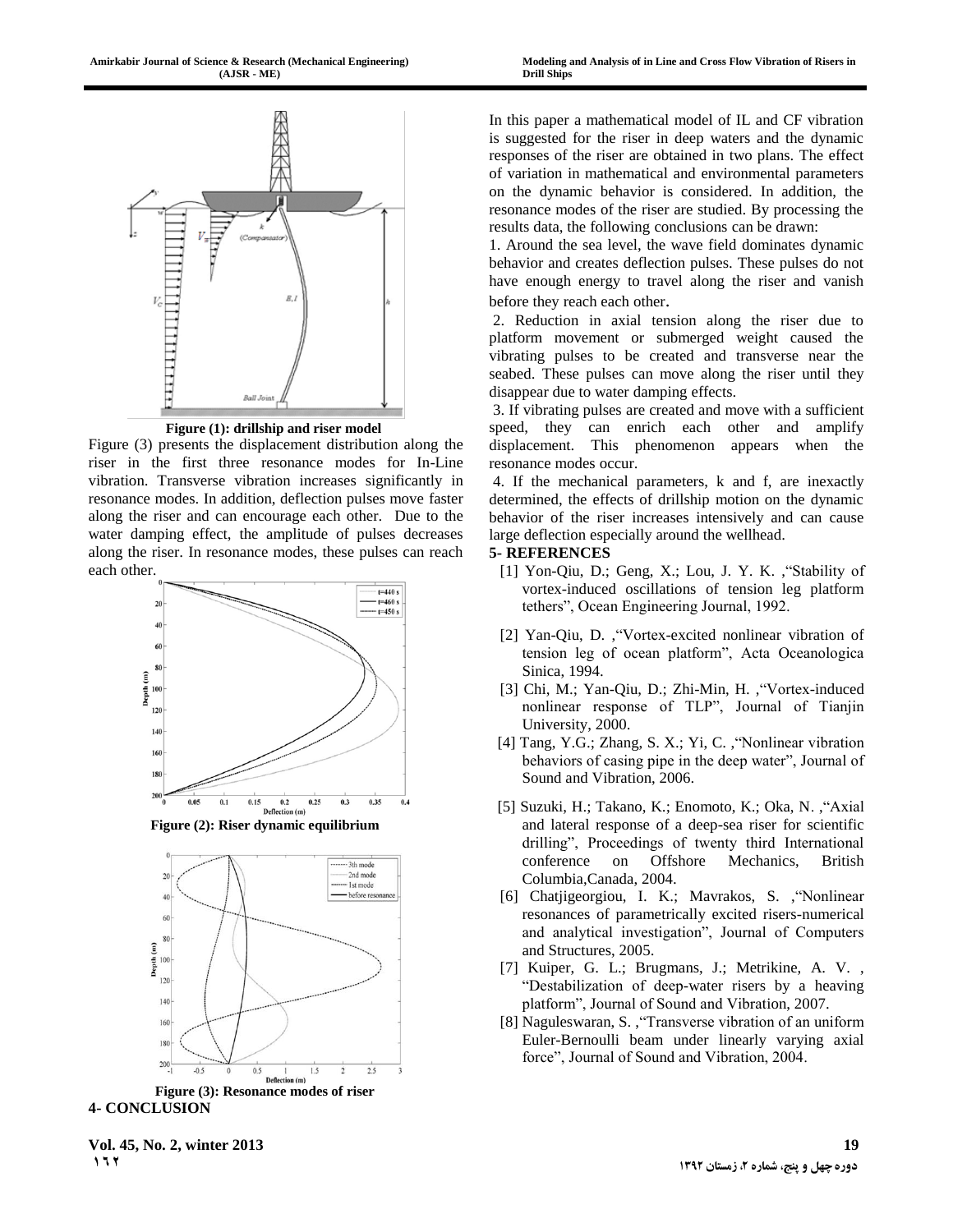Figure (1): drillship and riser model

Figure (3) presents the displacement distribution along the riser in the first three resonance modes for In-Line vibration. Transverse vibration increases significantly in resonance modes. In addition, deflection pulses move faster along the riser and can encourage each other. Due to the water damping effect, the amplitude of pulses decreases along the riser. In resonance modes, these pulses can reach each other.

Depth (m)
Deflection (m)
t=440 s
t=460 s
t=450 s

Figure (2): Riser dynamic equilibrium

Depth (m)
Deflection (m)
3th mode
2nd mode
1st mode
before resonance

Figure (3): Resonance modes of riser

## 4- CONCLUSION

In this paper a mathematical model of IL and CF vibration is suggested for the riser in deep waters and the dynamic responses of the riser are obtained in two plans. The effect of variation in mathematical and environmental parameters on the dynamic behavior is considered. In addition, the resonance modes of the riser are studied. By processing the results data, the following conclusions can be drawn:

1. Around the sea level, the wave field dominates dynamic behavior and creates deflection pulses. These pulses do not have enough energy to travel along the riser and vanish before they reach each other.

2. Reduction in axial tension along the riser due to platform movement or submerged weight caused the vibrating pulses to be created and transverse near the seabed. These pulses can move along the riser until they disappear due to water damping effects.

3. If vibrating pulses are created and move with a sufficient speed, they can enrich each other and amplify displacement. This phenomenon appears when the resonance modes occur.

4. If the mechanical parameters, k and f, are inexactly determined, the effects of drillship motion on the dynamic behavior of the riser increases intensively and can cause large deflection especially around the wellhead.

## 5- REFERENCES

[1] Yon-Qiu, D.; Geng, X.; Lou, J. Y. K. ,"Stability of vortex-induced oscillations of tension leg platform tethers", Ocean Engineering Journal, 1992.

[2] Yan-Qiu, D. ,"Vortex-excited nonlinear vibration of tension leg of ocean platform", Acta Oceanologica Sinica, 1994.

[3] Chi, M.; Yan-Qiu, D.; Zhi-Min, H. ,"Vortex-induced nonlinear response of TLP", Journal of Tianjin University, 2000.

[4] Tang, Y.G.; Zhang, S. X.; Yi, C. ,"Nonlinear vibration behaviors of casing pipe in the deep water", Journal of Sound and Vibration, 2006.

[5] Suzuki, H.; Takano, K.; Enomoto, K.; Oka, N. ,"Axial and lateral response of a deep-sea riser for scientific drilling", Proceedings of twenty third International conference on Offshore Mechanics, British Columbia,Canada, 2004.

[6] Chatjigeorgiou, I. K.; Mavrakos, S. ,"Nonlinear resonances of parametrically excited risers-numerical and analytical investigation", Journal of Computers and Structures, 2005.

[7] Kuiper, G. L.; Brugmans, J.; Metrikine, A. V. , "Destabilization of deep-water risers by a heaving platform", Journal of Sound and Vibration, 2007.

[8] Naguleswaran, S. ,"Transverse vibration of an uniform Euler-Bernoulli beam under linearly varying axial force", Journal of Sound and Vibration, 2004.